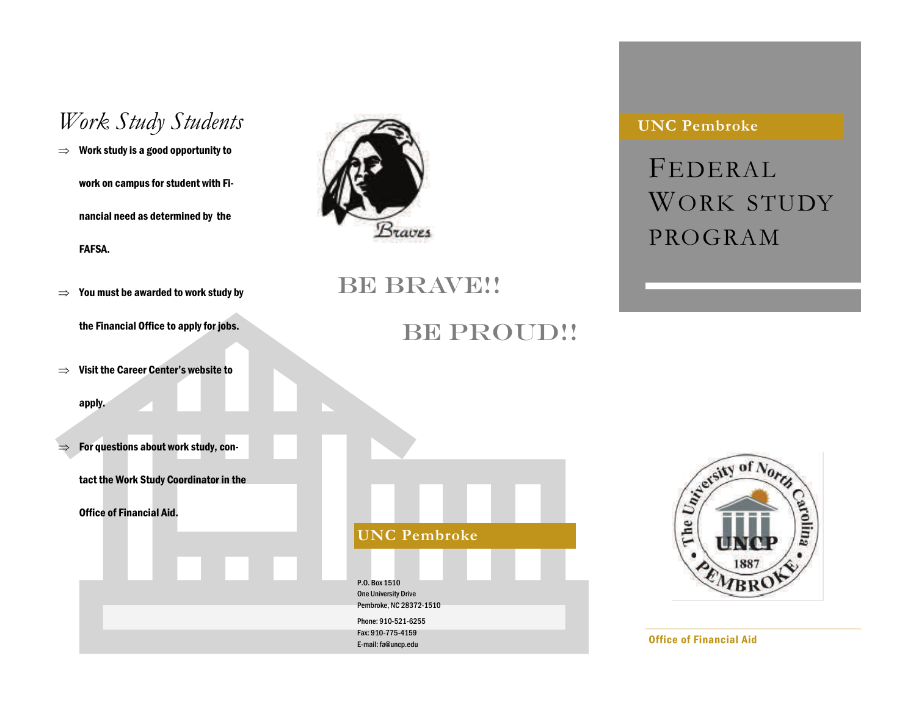## Work Study Students

- Work study is a good opportunity to work on campus for student with Financial need as determined by the FAFSA.
- You must be awarded to work study by the Financial Office to apply for jobs.
- Visit the Career Center's website to apply.
- For questions about work study, contact the Work Study Coordinator in the Office of Financial Aid.

Braves

BE BRAVE!!

BE PROUD!!

**UNC Pembroke**

P.O. Box 1510
One University Drive
Pembroke, NC 28372-1510

Phone: 910-521-6255
Fax: 910-775-4159
E-mail: fa@uncp.edu

**UNC Pembroke**

# FEDERAL WORK STUDY PROGRAM

The University of North Carolina • PEMBROKE • UNCP 1887

**Office of Financial Aid**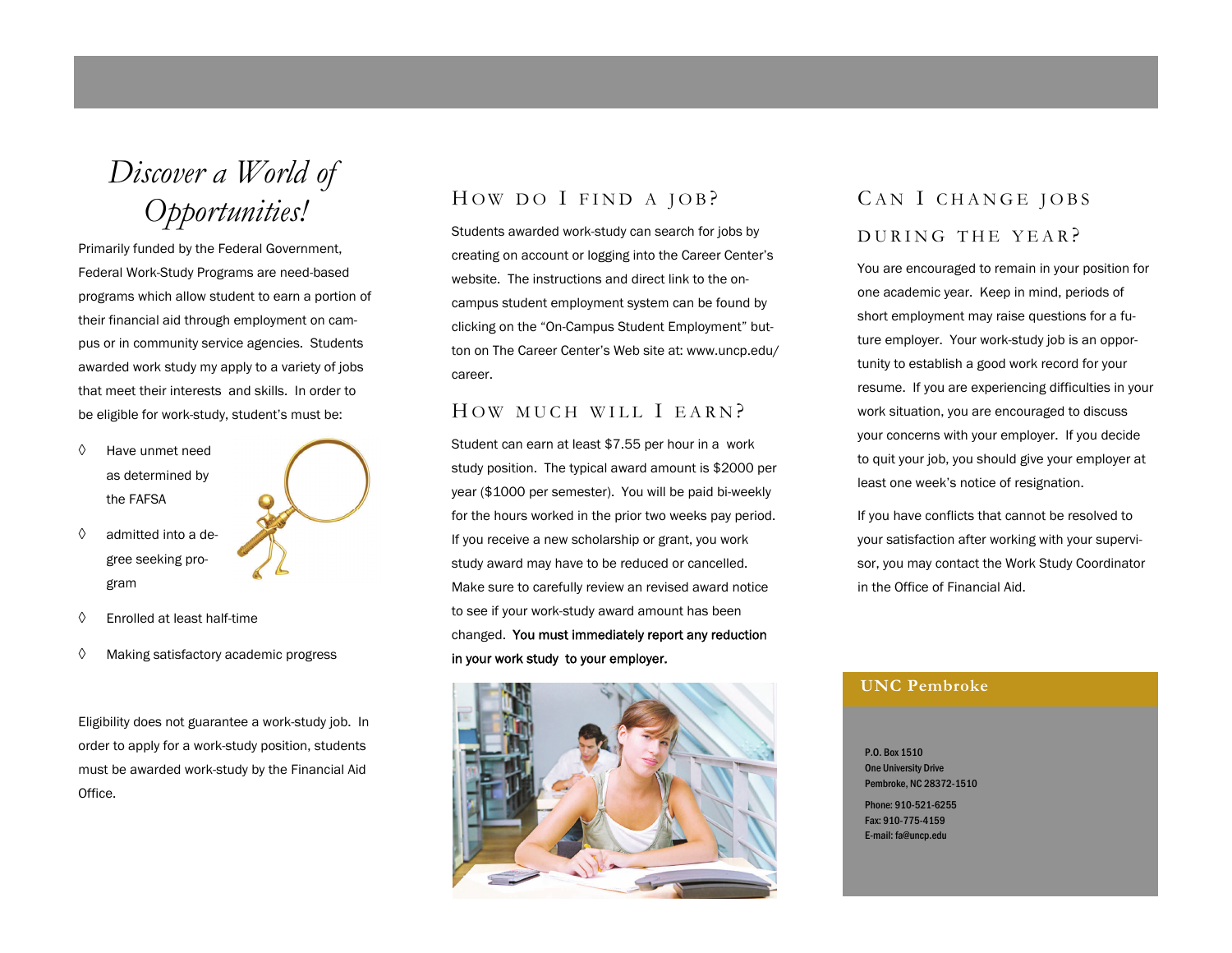# *Discover a World of Opportunities!*

Primarily funded by the Federal Government, Federal Work-Study Programs are need-based programs which allow student to earn a portion of their financial aid through employment on campus or in community service agencies. Students awarded work study my apply to a variety of jobs that meet their interests and skills. In order to be eligible for work-study, student's must be:

- ◊ Have unmet need as determined by the FAFSA
- ◊ admitted into a degree seeking program
- ◊ Enrolled at least half-time
- ◊ Making satisfactory academic progress

Eligibility does not guarantee a work-study job. In order to apply for a work-study position, students must be awarded work-study by the Financial Aid Office.

## How do I find a job?

Students awarded work-study can search for jobs by creating on account or logging into the Career Center's website. The instructions and direct link to the on-campus student employment system can be found by clicking on the "On-Campus Student Employment" button on The Career Center's Web site at: www.uncp.edu/career.

## How much will I earn?

Student can earn at least $7.55 per hour in a work study position. The typical award amount is $2000 per year ($1000 per semester). You will be paid bi-weekly for the hours worked in the prior two weeks pay period. If you receive a new scholarship or grant, you work study award may have to be reduced or cancelled. Make sure to carefully review an revised award notice to see if your work-study award amount has been changed. **You must immediately report any reduction in your work study to your employer.**

## Can I change jobs during the year?

You are encouraged to remain in your position for one academic year. Keep in mind, periods of short employment may raise questions for a future employer. Your work-study job is an opportunity to establish a good work record for your resume. If you are experiencing difficulties in your work situation, you are encouraged to discuss your concerns with your employer. If you decide to quit your job, you should give your employer at least one week's notice of resignation.

If you have conflicts that cannot be resolved to your satisfaction after working with your supervisor, you may contact the Work Study Coordinator in the Office of Financial Aid.

**UNC Pembroke**

P.O. Box 1510
One University Drive
Pembroke, NC 28372-1510

Phone: 910-521-6255
Fax: 910-775-4159
E-mail: fa@uncp.edu